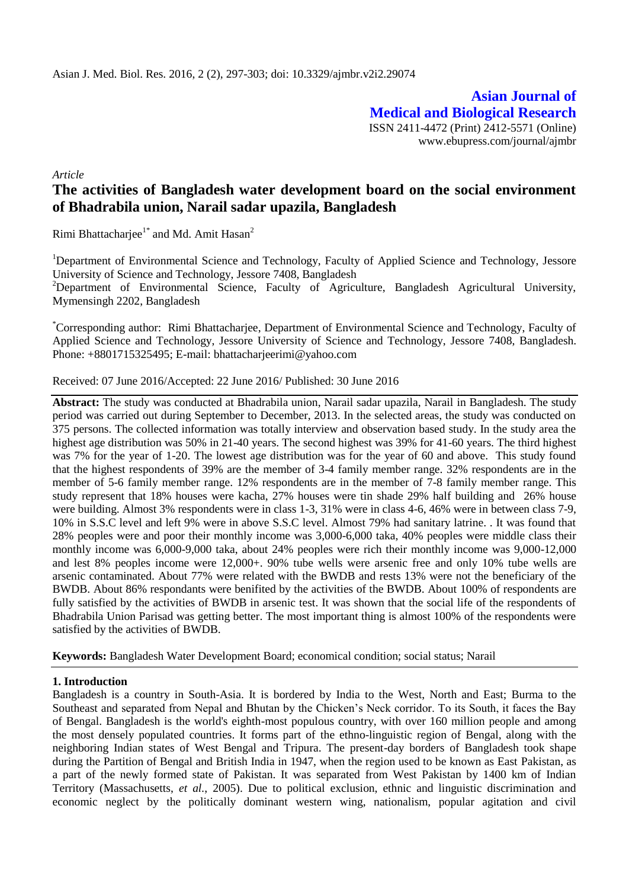**Asian Journal of Medical and Biological Research**

ISSN 2411-4472 (Print) 2412-5571 (Online)
www.ebupress.com/journal/ajmbr

*Article*

# The activities of Bangladesh water development board on the social environment of Bhadrabila union, Narail sadar upazila, Bangladesh

Rimi Bhattacharjee[1*] and Md. Amit Hasan[2]

[1]Department of Environmental Science and Technology, Faculty of Applied Science and Technology, Jessore University of Science and Technology, Jessore 7408, Bangladesh

[2]Department of Environmental Science, Faculty of Agriculture, Bangladesh Agricultural University, Mymensingh 2202, Bangladesh

[*]Corresponding author: Rimi Bhattacharjee, Department of Environmental Science and Technology, Faculty of Applied Science and Technology, Jessore University of Science and Technology, Jessore 7408, Bangladesh. Phone: +8801715325495; E-mail: bhattacharjeerimi@yahoo.com

Received: 07 June 2016/Accepted: 22 June 2016/ Published: 30 June 2016

**Abstract:** The study was conducted at Bhadrabila union, Narail sadar upazila, Narail in Bangladesh. The study period was carried out during September to December, 2013. In the selected areas, the study was conducted on 375 persons. The collected information was totally interview and observation based study. In the study area the highest age distribution was 50% in 21-40 years. The second highest was 39% for 41-60 years. The third highest was 7% for the year of 1-20. The lowest age distribution was for the year of 60 and above. This study found that the highest respondents of 39% are the member of 3-4 family member range. 32% respondents are in the member of 5-6 family member range. 12% respondents are in the member of 7-8 family member range. This study represent that 18% houses were kacha, 27% houses were tin shade 29% half building and 26% house were building. Almost 3% respondents were in class 1-3, 31% were in class 4-6, 46% were in between class 7-9, 10% in S.S.C level and left 9% were in above S.S.C level. Almost 79% had sanitary latrine. . It was found that 28% peoples were and poor their monthly income was 3,000-6,000 taka, 40% peoples were middle class their monthly income was 6,000-9,000 taka, about 24% peoples were rich their monthly income was 9,000-12,000 and lest 8% peoples income were 12,000+. 90% tube wells were arsenic free and only 10% tube wells are arsenic contaminated. About 77% were related with the BWDB and rests 13% were not the beneficiary of the BWDB. About 86% respondants were benifited by the activities of the BWDB. About 100% of respondents are fully satisfied by the activities of BWDB in arsenic test. It was shown that the social life of the respondents of Bhadrabila Union Parisad was getting better. The most important thing is almost 100% of the respondents were satisfied by the activities of BWDB.

**Keywords:** Bangladesh Water Development Board; economical condition; social status; Narail

## 1. Introduction

Bangladesh is a country in South-Asia. It is bordered by India to the West, North and East; Burma to the Southeast and separated from Nepal and Bhutan by the Chicken's Neck corridor. To its South, it faces the Bay of Bengal. Bangladesh is the world's eighth-most populous country, with over 160 million people and among the most densely populated countries. It forms part of the ethno-linguistic region of Bengal, along with the neighboring Indian states of West Bengal and Tripura. The present-day borders of Bangladesh took shape during the Partition of Bengal and British India in 1947, when the region used to be known as East Pakistan, as a part of the newly formed state of Pakistan. It was separated from West Pakistan by 1400 km of Indian Territory (Massachusetts, *et al.*, 2005). Due to political exclusion, ethnic and linguistic discrimination and economic neglect by the politically dominant western wing, nationalism, popular agitation and civil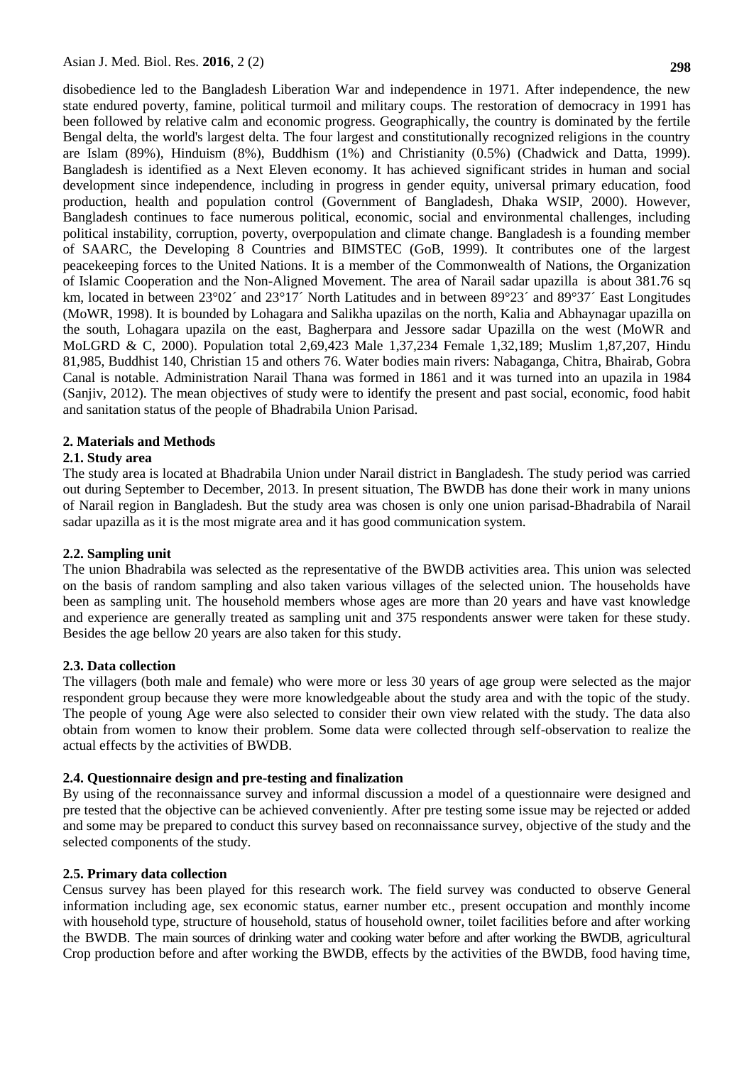disobedience led to the Bangladesh Liberation War and independence in 1971. After independence, the new state endured poverty, famine, political turmoil and military coups. The restoration of democracy in 1991 has been followed by relative calm and economic progress. Geographically, the country is dominated by the fertile Bengal delta, the world's largest delta. The four largest and constitutionally recognized religions in the country are Islam (89%), Hinduism (8%), Buddhism (1%) and Christianity (0.5%) (Chadwick and Datta, 1999). Bangladesh is identified as a Next Eleven economy. It has achieved significant strides in human and social development since independence, including in progress in gender equity, universal primary education, food production, health and population control (Government of Bangladesh, Dhaka WSIP, 2000). However, Bangladesh continues to face numerous political, economic, social and environmental challenges, including political instability, corruption, poverty, overpopulation and climate change. Bangladesh is a founding member of SAARC, the Developing 8 Countries and BIMSTEC (GoB, 1999). It contributes one of the largest peacekeeping forces to the United Nations. It is a member of the Commonwealth of Nations, the Organization of Islamic Cooperation and the Non-Aligned Movement. The area of Narail sadar upazilla is about 381.76 sq km, located in between 23°02´ and 23°17´ North Latitudes and in between 89°23´ and 89°37´ East Longitudes (MoWR, 1998). It is bounded by Lohagara and Salikha upazilas on the north, Kalia and Abhaynagar upazilla on the south, Lohagara upazila on the east, Bagherpara and Jessore sadar Upazilla on the west (MoWR and MoLGRD & C, 2000). Population total 2,69,423 Male 1,37,234 Female 1,32,189; Muslim 1,87,207, Hindu 81,985, Buddhist 140, Christian 15 and others 76. Water bodies main rivers: Nabaganga, Chitra, Bhairab, Gobra Canal is notable. Administration Narail Thana was formed in 1861 and it was turned into an upazila in 1984 (Sanjiv, 2012). The mean objectives of study were to identify the present and past social, economic, food habit and sanitation status of the people of Bhadrabila Union Parisad.

## 2. Materials and Methods

### 2.1. Study area

The study area is located at Bhadrabila Union under Narail district in Bangladesh. The study period was carried out during September to December, 2013. In present situation, The BWDB has done their work in many unions of Narail region in Bangladesh. But the study area was chosen is only one union parisad-Bhadrabila of Narail sadar upazilla as it is the most migrate area and it has good communication system.

### 2.2. Sampling unit

The union Bhadrabila was selected as the representative of the BWDB activities area. This union was selected on the basis of random sampling and also taken various villages of the selected union. The households have been as sampling unit. The household members whose ages are more than 20 years and have vast knowledge and experience are generally treated as sampling unit and 375 respondents answer were taken for these study. Besides the age bellow 20 years are also taken for this study.

### 2.3. Data collection

The villagers (both male and female) who were more or less 30 years of age group were selected as the major respondent group because they were more knowledgeable about the study area and with the topic of the study. The people of young Age were also selected to consider their own view related with the study. The data also obtain from women to know their problem. Some data were collected through self-observation to realize the actual effects by the activities of BWDB.

### 2.4. Questionnaire design and pre-testing and finalization

By using of the reconnaissance survey and informal discussion a model of a questionnaire were designed and pre tested that the objective can be achieved conveniently. After pre testing some issue may be rejected or added and some may be prepared to conduct this survey based on reconnaissance survey, objective of the study and the selected components of the study.

### 2.5. Primary data collection

Census survey has been played for this research work. The field survey was conducted to observe General information including age, sex economic status, earner number etc., present occupation and monthly income with household type, structure of household, status of household owner, toilet facilities before and after working the BWDB. The main sources of drinking water and cooking water before and after working the BWDB, agricultural Crop production before and after working the BWDB, effects by the activities of the BWDB, food having time,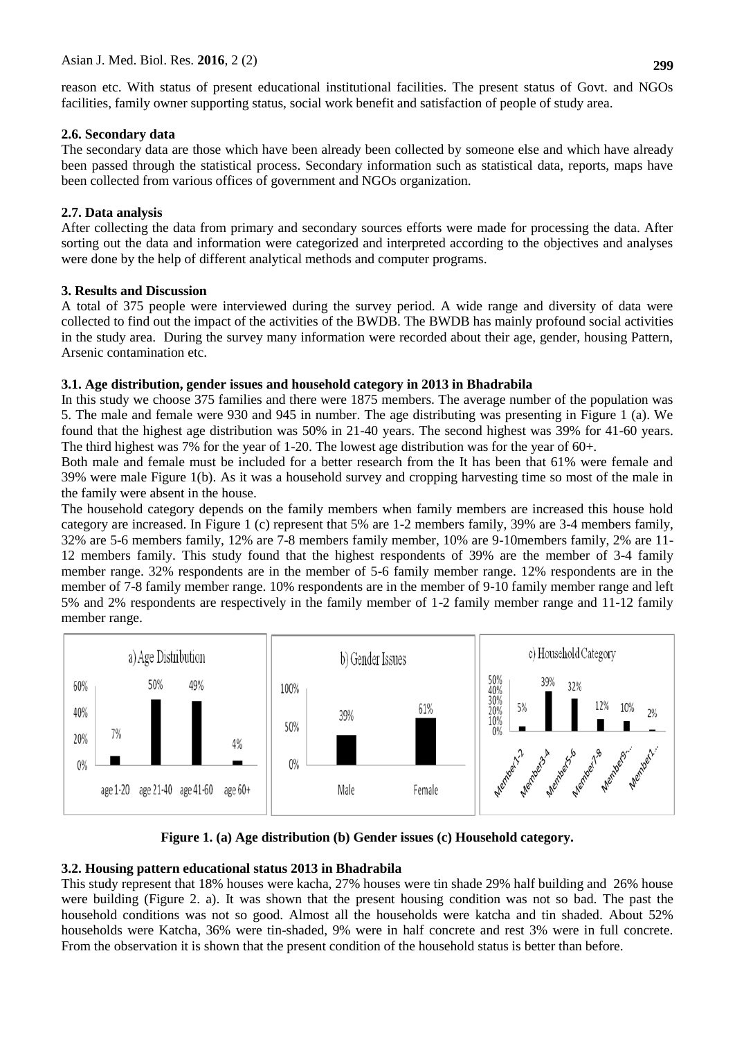reason etc. With status of present educational institutional facilities. The present status of Govt. and NGOs facilities, family owner supporting status, social work benefit and satisfaction of people of study area.

### 2.6. Secondary data

The secondary data are those which have been already been collected by someone else and which have already been passed through the statistical process. Secondary information such as statistical data, reports, maps have been collected from various offices of government and NGOs organization.

### 2.7. Data analysis

After collecting the data from primary and secondary sources efforts were made for processing the data. After sorting out the data and information were categorized and interpreted according to the objectives and analyses were done by the help of different analytical methods and computer programs.

## 3. Results and Discussion

A total of 375 people were interviewed during the survey period. A wide range and diversity of data were collected to find out the impact of the activities of the BWDB. The BWDB has mainly profound social activities in the study area. During the survey many information were recorded about their age, gender, housing Pattern, Arsenic contamination etc.

### 3.1. Age distribution, gender issues and household category in 2013 in Bhadrabila

In this study we choose 375 families and there were 1875 members. The average number of the population was 5. The male and female were 930 and 945 in number. The age distributing was presenting in Figure 1 (a). We found that the highest age distribution was 50% in 21-40 years. The second highest was 39% for 41-60 years. The third highest was 7% for the year of 1-20. The lowest age distribution was for the year of 60+.

Both male and female must be included for a better research from the It has been that 61% were female and 39% were male Figure 1(b). As it was a household survey and cropping harvesting time so most of the male in the family were absent in the house.

The household category depends on the family members when family members are increased this house hold category are increased. In Figure 1 (c) represent that 5% are 1-2 members family, 39% are 3-4 members family, 32% are 5-6 members family, 12% are 7-8 members family member, 10% are 9-10members family, 2% are 11-12 members family. This study found that the highest respondents of 39% are the member of 3-4 family member range. 32% respondents are in the member of 5-6 family member range. 12% respondents are in the member of 7-8 family member range. 10% respondents are in the member of 9-10 family member range and left 5% and 2% respondents are respectively in the family member of 1-2 family member range and 11-12 family member range.

**Figure 1. (a) Age distribution (b) Gender issues (c) Household category.**

### 3.2. Housing pattern educational status 2013 in Bhadrabila

This study represent that 18% houses were kacha, 27% houses were tin shade 29% half building and 26% house were building (Figure 2. a). It was shown that the present housing condition was not so bad. The past the household conditions was not so good. Almost all the households were katcha and tin shaded. About 52% households were Katcha, 36% were tin-shaded, 9% were in half concrete and rest 3% were in full concrete. From the observation it is shown that the present condition of the household status is better than before.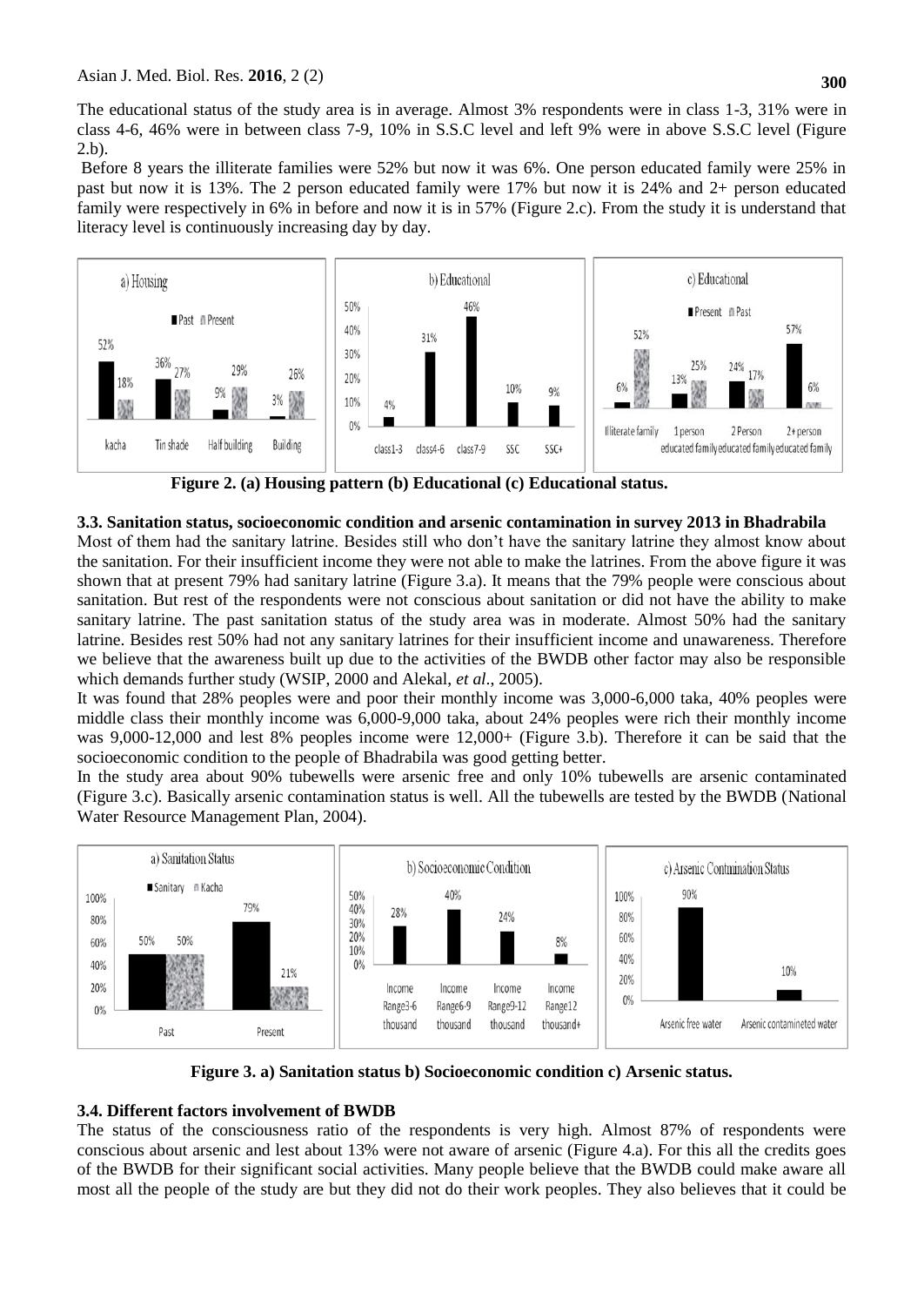The educational status of the study area is in average. Almost 3% respondents were in class 1-3, 31% were in class 4-6, 46% were in between class 7-9, 10% in S.S.C level and left 9% were in above S.S.C level (Figure 2.b).

Before 8 years the illiterate families were 52% but now it was 6%. One person educated family were 25% in past but now it is 13%. The 2 person educated family were 17% but now it is 24% and 2+ person educated family were respectively in 6% in before and now it is in 57% (Figure 2.c). From the study it is understand that literacy level is continuously increasing day by day.

**Figure 2. (a) Housing pattern (b) Educational (c) Educational status.**

### 3.3. Sanitation status, socioeconomic condition and arsenic contamination in survey 2013 in Bhadrabila

Most of them had the sanitary latrine. Besides still who don't have the sanitary latrine they almost know about the sanitation. For their insufficient income they were not able to make the latrines. From the above figure it was shown that at present 79% had sanitary latrine (Figure 3.a). It means that the 79% people were conscious about sanitation. But rest of the respondents were not conscious about sanitation or did not have the ability to make sanitary latrine. The past sanitation status of the study area was in moderate. Almost 50% had the sanitary latrine. Besides rest 50% had not any sanitary latrines for their insufficient income and unawareness. Therefore we believe that the awareness built up due to the activities of the BWDB other factor may also be responsible which demands further study (WSIP, 2000 and Alekal, *et al*., 2005).

It was found that 28% peoples were and poor their monthly income was 3,000-6,000 taka, 40% peoples were middle class their monthly income was 6,000-9,000 taka, about 24% peoples were rich their monthly income was 9,000-12,000 and lest 8% peoples income were 12,000+ (Figure 3.b). Therefore it can be said that the socioeconomic condition to the people of Bhadrabila was good getting better.

In the study area about 90% tubewells were arsenic free and only 10% tubewells are arsenic contaminated (Figure 3.c). Basically arsenic contamination status is well. All the tubewells are tested by the BWDB (National Water Resource Management Plan, 2004).

**Figure 3. a) Sanitation status b) Socioeconomic condition c) Arsenic status.**

### 3.4. Different factors involvement of BWDB

The status of the consciousness ratio of the respondents is very high. Almost 87% of respondents were conscious about arsenic and lest about 13% were not aware of arsenic (Figure 4.a). For this all the credits goes of the BWDB for their significant social activities. Many people believe that the BWDB could make aware all most all the people of the study are but they did not do their work peoples. They also believes that it could be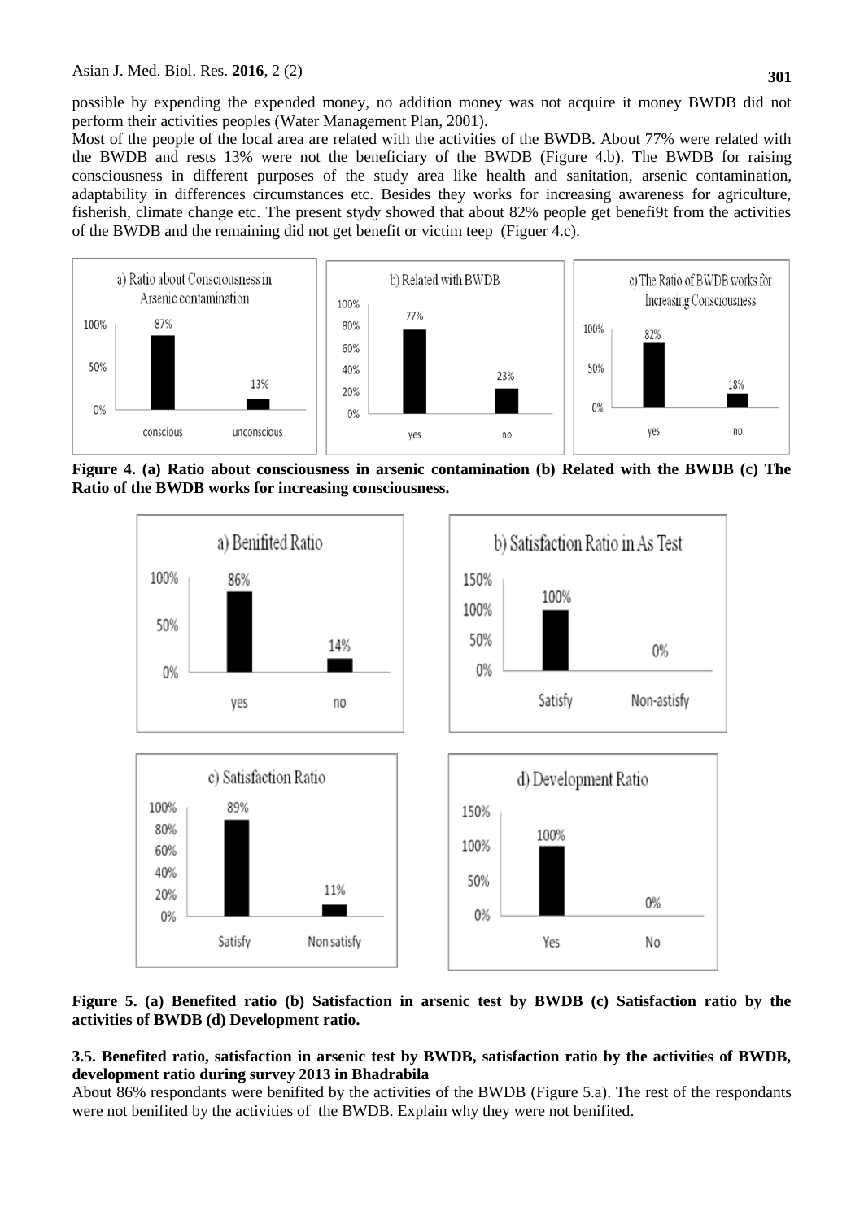possible by expending the expended money, no addition money was not acquire it money BWDB did not perform their activities peoples (Water Management Plan, 2001).

Most of the people of the local area are related with the activities of the BWDB. About 77% were related with the BWDB and rests 13% were not the beneficiary of the BWDB (Figure 4.b). The BWDB for raising consciousness in different purposes of the study area like health and sanitation, arsenic contamination, adaptability in differences circumstances etc. Besides they works for increasing awareness for agriculture, fisherish, climate change etc. The present stydy showed that about 82% people get benefi9t from the activities of the BWDB and the remaining did not get benefit or victim teep (Figuer 4.c).

**Figure 4. (a) Ratio about consciousness in arsenic contamination (b) Related with the BWDB (c) The Ratio of the BWDB works for increasing consciousness.**

**Figure 5. (a) Benefited ratio (b) Satisfaction in arsenic test by BWDB (c) Satisfaction ratio by the activities of BWDB (d) Development ratio.**

### 3.5. Benefited ratio, satisfaction in arsenic test by BWDB, satisfaction ratio by the activities of BWDB, development ratio during survey 2013 in Bhadrabila

About 86% respondants were benifited by the activities of the BWDB (Figure 5.a). The rest of the respondants were not benifited by the activities of the BWDB. Explain why they were not benifited.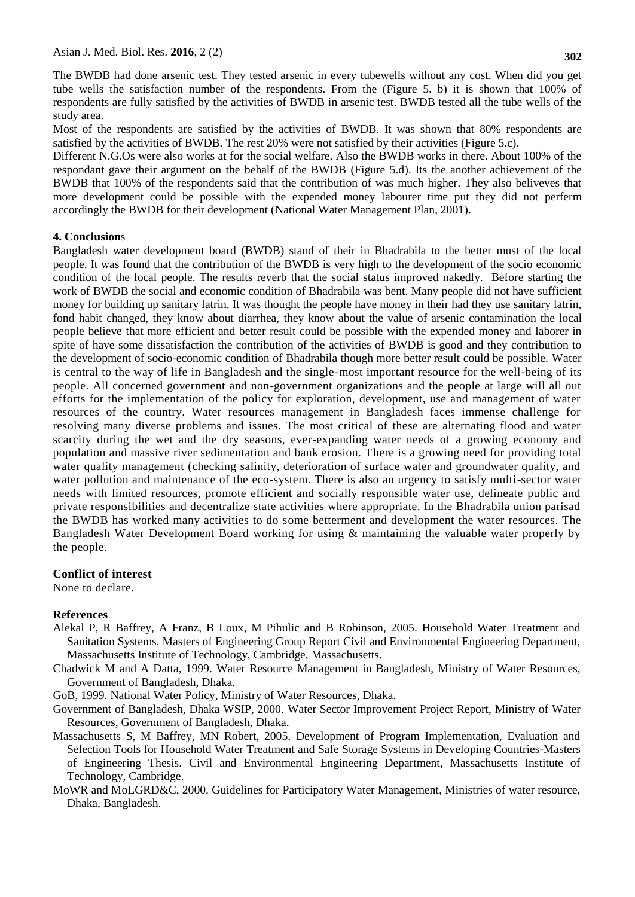The BWDB had done arsenic test. They tested arsenic in every tubewells without any cost. When did you get tube wells the satisfaction number of the respondents. From the (Figure 5. b) it is shown that 100% of respondents are fully satisfied by the activities of BWDB in arsenic test. BWDB tested all the tube wells of the study area.

Most of the respondents are satisfied by the activities of BWDB. It was shown that 80% respondents are satisfied by the activities of BWDB. The rest 20% were not satisfied by their activities (Figure 5.c).

Different N.G.Os were also works at for the social welfare. Also the BWDB works in there. About 100% of the respondant gave their argument on the behalf of the BWDB (Figure 5.d). Its the another achievement of the BWDB that 100% of the respondents said that the contribution of was much higher. They also beliveves that more development could be possible with the expended money labourer time put they did not perferm accordingly the BWDB for their development (National Water Management Plan, 2001).

## 4. Conclusions

Bangladesh water development board (BWDB) stand of their in Bhadrabila to the better must of the local people. It was found that the contribution of the BWDB is very high to the development of the socio economic condition of the local people. The results reverb that the social status improved nakedly. Before starting the work of BWDB the social and economic condition of Bhadrabila was bent. Many people did not have sufficient money for building up sanitary latrin. It was thought the people have money in their had they use sanitary latrin, fond habit changed, they know about diarrhea, they know about the value of arsenic contamination the local people believe that more efficient and better result could be possible with the expended money and laborer in spite of have some dissatisfaction the contribution of the activities of BWDB is good and they contribution to the development of socio-economic condition of Bhadrabila though more better result could be possible. Water is central to the way of life in Bangladesh and the single-most important resource for the well-being of its people. All concerned government and non-government organizations and the people at large will all out efforts for the implementation of the policy for exploration, development, use and management of water resources of the country. Water resources management in Bangladesh faces immense challenge for resolving many diverse problems and issues. The most critical of these are alternating flood and water scarcity during the wet and the dry seasons, ever-expanding water needs of a growing economy and population and massive river sedimentation and bank erosion. There is a growing need for providing total water quality management (checking salinity, deterioration of surface water and groundwater quality, and water pollution and maintenance of the eco-system. There is also an urgency to satisfy multi-sector water needs with limited resources, promote efficient and socially responsible water use, delineate public and private responsibilities and decentralize state activities where appropriate. In the Bhadrabila union parisad the BWDB has worked many activities to do some betterment and development the water resources. The Bangladesh Water Development Board working for using & maintaining the valuable water properly by the people.

## Conflict of interest

None to declare.

## References

Alekal P, R Baffrey, A Franz, B Loux, M Pihulic and B Robinson, 2005. Household Water Treatment and Sanitation Systems. Masters of Engineering Group Report Civil and Environmental Engineering Department, Massachusetts Institute of Technology, Cambridge, Massachusetts.

Chadwick M and A Datta, 1999. Water Resource Management in Bangladesh, Ministry of Water Resources, Government of Bangladesh, Dhaka.

GoB, 1999. National Water Policy, Ministry of Water Resources, Dhaka.

Government of Bangladesh, Dhaka WSIP, 2000. Water Sector Improvement Project Report, Ministry of Water Resources, Government of Bangladesh, Dhaka.

Massachusetts S, M Baffrey, MN Robert, 2005. Development of Program Implementation, Evaluation and Selection Tools for Household Water Treatment and Safe Storage Systems in Developing Countries-Masters of Engineering Thesis. Civil and Environmental Engineering Department, Massachusetts Institute of Technology, Cambridge.

MoWR and MoLGRD&C, 2000. Guidelines for Participatory Water Management, Ministries of water resource, Dhaka, Bangladesh.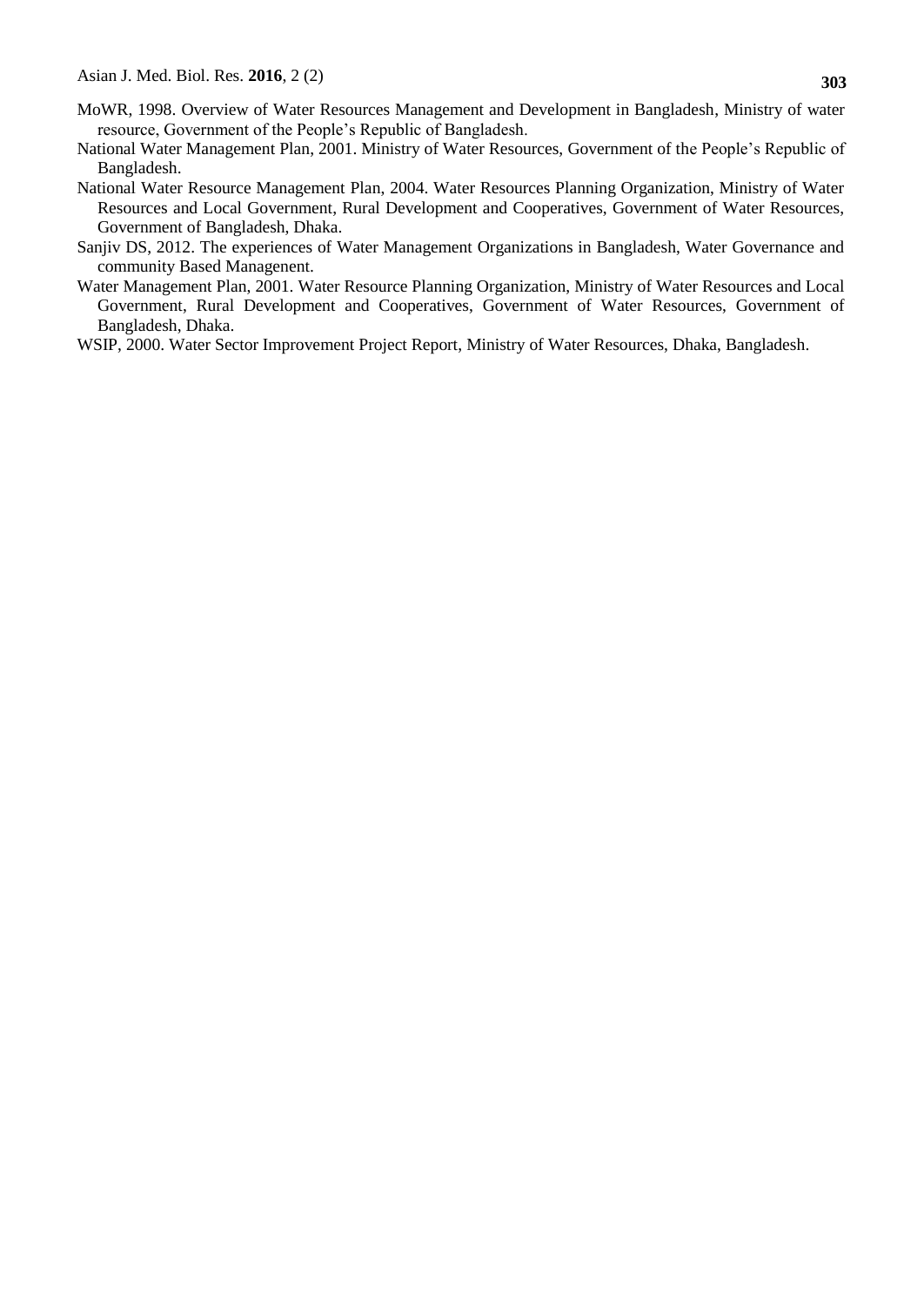MoWR, 1998. Overview of Water Resources Management and Development in Bangladesh, Ministry of water resource, Government of the People's Republic of Bangladesh.

National Water Management Plan, 2001. Ministry of Water Resources, Government of the People's Republic of Bangladesh.

National Water Resource Management Plan, 2004. Water Resources Planning Organization, Ministry of Water Resources and Local Government, Rural Development and Cooperatives, Government of Water Resources, Government of Bangladesh, Dhaka.

Sanjiv DS, 2012. The experiences of Water Management Organizations in Bangladesh, Water Governance and community Based Managenent.

Water Management Plan, 2001. Water Resource Planning Organization, Ministry of Water Resources and Local Government, Rural Development and Cooperatives, Government of Water Resources, Government of Bangladesh, Dhaka.

WSIP, 2000. Water Sector Improvement Project Report, Ministry of Water Resources, Dhaka, Bangladesh.